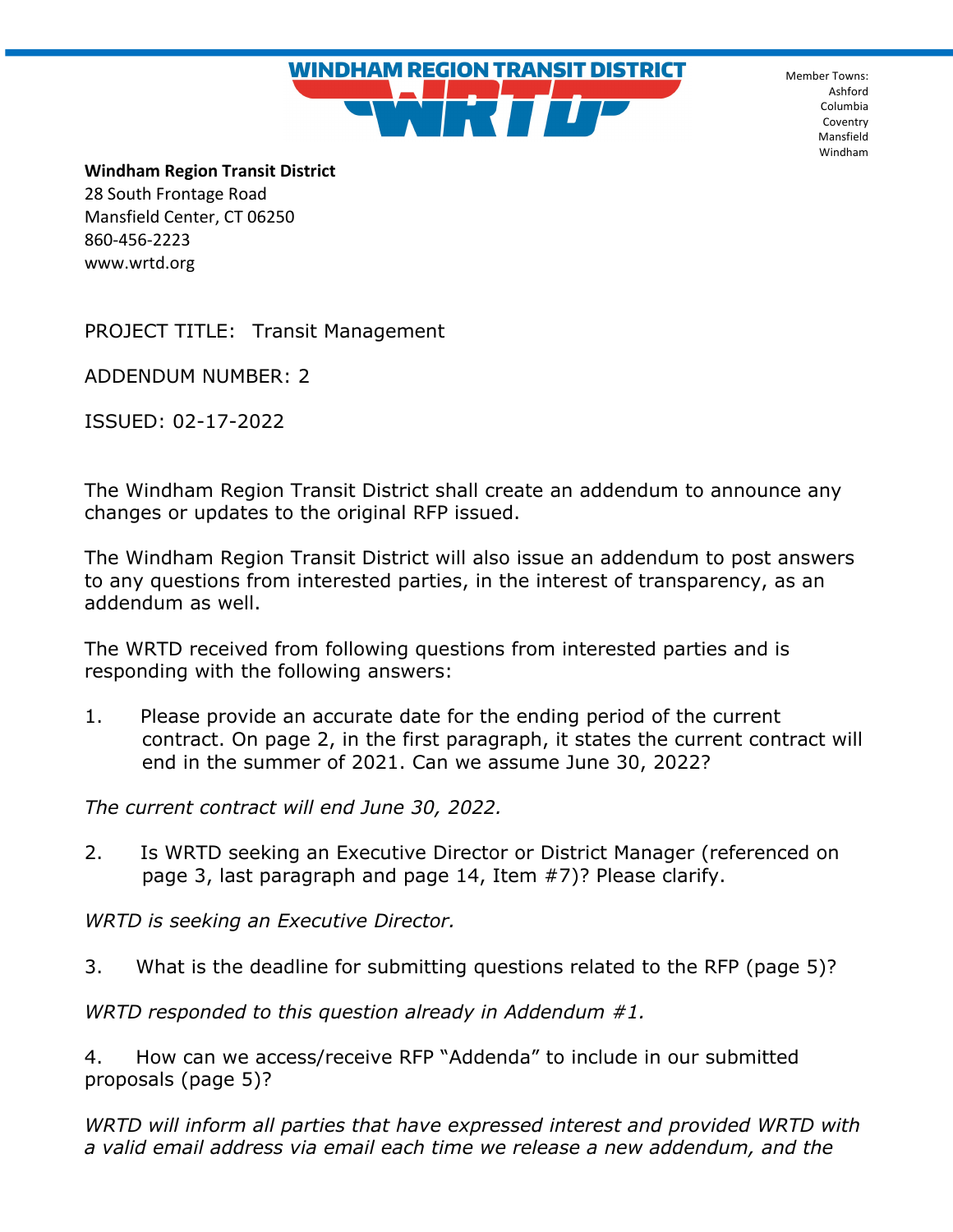# WINDHAM REGION TRANSIT DISTRICT

# WRTD

Member Towns:
Ashford
Columbia
Coventry
Mansfield
Windham

**Windham Region Transit District**
28 South Frontage Road
Mansfield Center, CT 06250
860-456-2223
www.wrtd.org

PROJECT TITLE: Transit Management

ADDENDUM NUMBER: 2

ISSUED: 02-17-2022

The Windham Region Transit District shall create an addendum to announce any changes or updates to the original RFP issued.

The Windham Region Transit District will also issue an addendum to post answers to any questions from interested parties, in the interest of transparency, as an addendum as well.

The WRTD received from following questions from interested parties and is responding with the following answers:

1. Please provide an accurate date for the ending period of the current contract. On page 2, in the first paragraph, it states the current contract will end in the summer of 2021. Can we assume June 30, 2022?

*The current contract will end June 30, 2022.*

2. Is WRTD seeking an Executive Director or District Manager (referenced on page 3, last paragraph and page 14, Item #7)? Please clarify.

*WRTD is seeking an Executive Director.*

3. What is the deadline for submitting questions related to the RFP (page 5)?

*WRTD responded to this question already in Addendum #1.*

4. How can we access/receive RFP "Addenda" to include in our submitted proposals (page 5)?

*WRTD will inform all parties that have expressed interest and provided WRTD with a valid email address via email each time we release a new addendum, and the*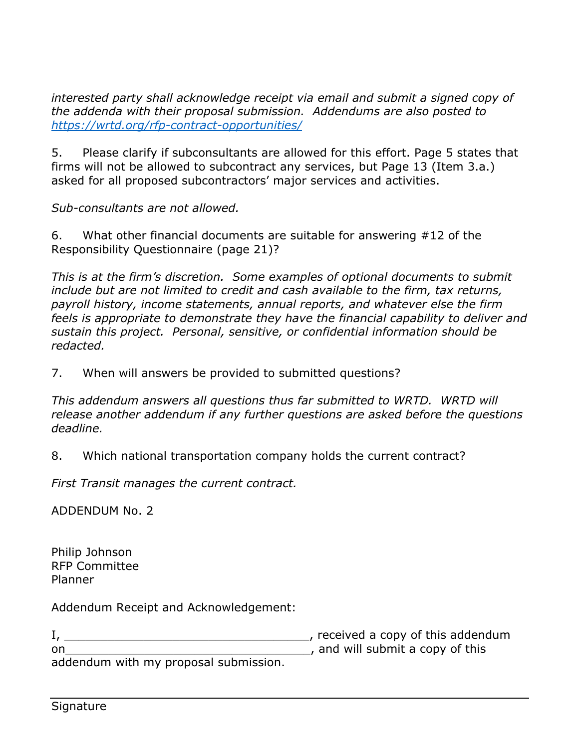*interested party shall acknowledge receipt via email and submit a signed copy of the addenda with their proposal submission. Addendums are also posted to [https://wrtd.org/rfp-contract-opportunities/](https://wrtd.org/rfp-contract-opportunities/)*

5. Please clarify if subconsultants are allowed for this effort. Page 5 states that firms will not be allowed to subcontract any services, but Page 13 (Item 3.a.) asked for all proposed subcontractors' major services and activities.

*Sub-consultants are not allowed.*

6. What other financial documents are suitable for answering #12 of the Responsibility Questionnaire (page 21)?

*This is at the firm's discretion. Some examples of optional documents to submit include but are not limited to credit and cash available to the firm, tax returns, payroll history, income statements, annual reports, and whatever else the firm feels is appropriate to demonstrate they have the financial capability to deliver and sustain this project. Personal, sensitive, or confidential information should be redacted.*

7. When will answers be provided to submitted questions?

*This addendum answers all questions thus far submitted to WRTD. WRTD will release another addendum if any further questions are asked before the questions deadline.*

8. Which national transportation company holds the current contract?

*First Transit manages the current contract.*

ADDENDUM No. 2

Philip Johnson
RFP Committee
Planner

Addendum Receipt and Acknowledgement:

I, ___________________________________, received a copy of this addendum on___________________________________, and will submit a copy of this addendum with my proposal submission.

_______________________________________________________________

Signature